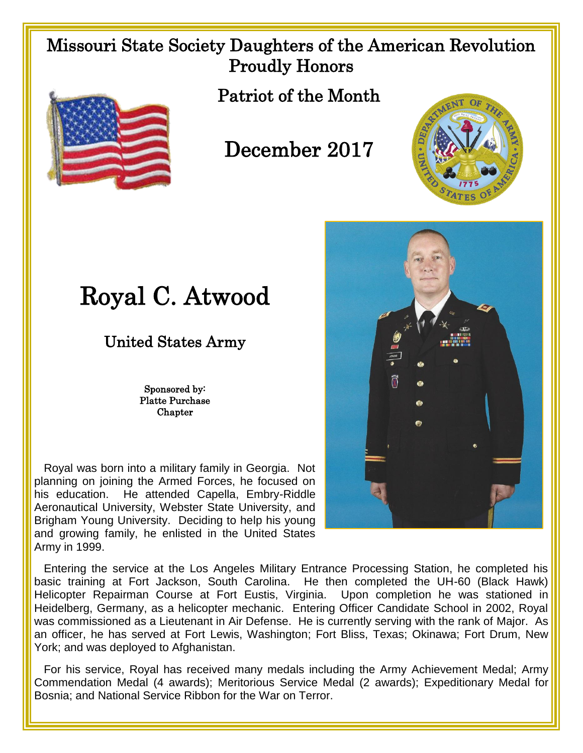# Missouri State Society Daughters of the American Revolution Proudly Honors

## Patriot of the Month

## December 2017

# Royal C. Atwood

## United States Army

Sponsored by:
Platte Purchase
Chapter

Royal was born into a military family in Georgia. Not planning on joining the Armed Forces, he focused on his education. He attended Capella, Embry-Riddle Aeronautical University, Webster State University, and Brigham Young University. Deciding to help his young and growing family, he enlisted in the United States Army in 1999.

Entering the service at the Los Angeles Military Entrance Processing Station, he completed his basic training at Fort Jackson, South Carolina. He then completed the UH-60 (Black Hawk) Helicopter Repairman Course at Fort Eustis, Virginia. Upon completion he was stationed in Heidelberg, Germany, as a helicopter mechanic. Entering Officer Candidate School in 2002, Royal was commissioned as a Lieutenant in Air Defense. He is currently serving with the rank of Major. As an officer, he has served at Fort Lewis, Washington; Fort Bliss, Texas; Okinawa; Fort Drum, New York; and was deployed to Afghanistan.

For his service, Royal has received many medals including the Army Achievement Medal; Army Commendation Medal (4 awards); Meritorious Service Medal (2 awards); Expeditionary Medal for Bosnia; and National Service Ribbon for the War on Terror.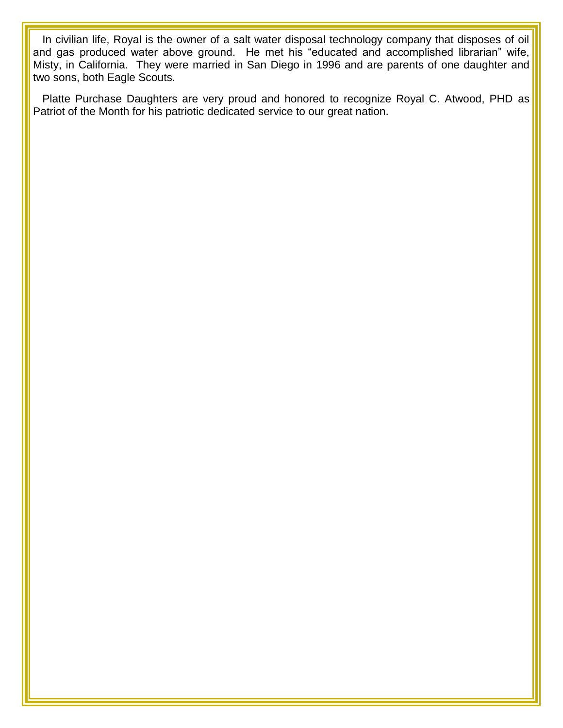In civilian life, Royal is the owner of a salt water disposal technology company that disposes of oil and gas produced water above ground. He met his "educated and accomplished librarian" wife, Misty, in California. They were married in San Diego in 1996 and are parents of one daughter and two sons, both Eagle Scouts.

Platte Purchase Daughters are very proud and honored to recognize Royal C. Atwood, PHD as Patriot of the Month for his patriotic dedicated service to our great nation.